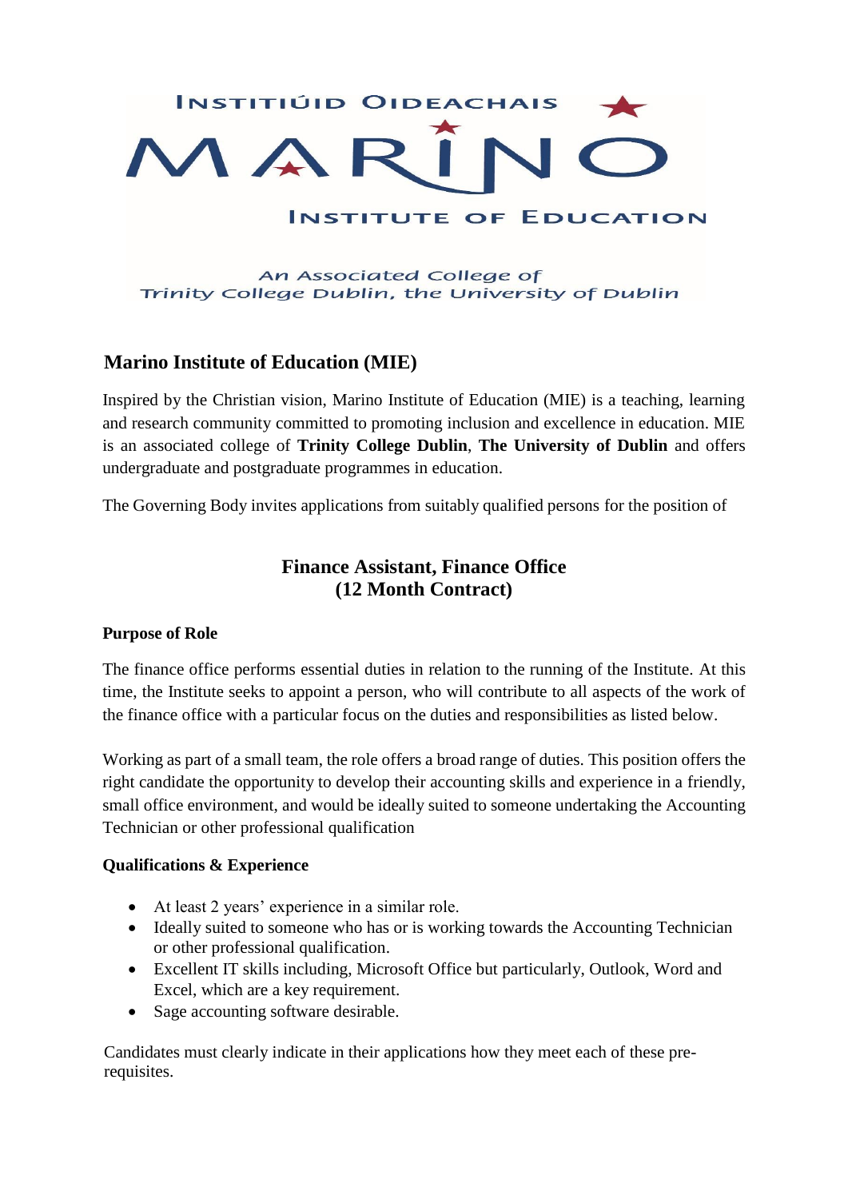INSTITIÚID OIDEACHAIS

MARINO

INSTITUTE OF EDUCATION

An Associated College of
Trinity College Dublin, the University of Dublin

## Marino Institute of Education (MIE)

Inspired by the Christian vision, Marino Institute of Education (MIE) is a teaching, learning and research community committed to promoting inclusion and excellence in education. MIE is an associated college of **Trinity College Dublin**, **The University of Dublin** and offers undergraduate and postgraduate programmes in education.

The Governing Body invites applications from suitably qualified persons for the position of

# Finance Assistant, Finance Office
# (12 Month Contract)

### Purpose of Role

The finance office performs essential duties in relation to the running of the Institute. At this time, the Institute seeks to appoint a person, who will contribute to all aspects of the work of the finance office with a particular focus on the duties and responsibilities as listed below.

Working as part of a small team, the role offers a broad range of duties. This position offers the right candidate the opportunity to develop their accounting skills and experience in a friendly, small office environment, and would be ideally suited to someone undertaking the Accounting Technician or other professional qualification

### Qualifications & Experience

- At least 2 years' experience in a similar role.
- Ideally suited to someone who has or is working towards the Accounting Technician or other professional qualification.
- Excellent IT skills including, Microsoft Office but particularly, Outlook, Word and Excel, which are a key requirement.
- Sage accounting software desirable.

Candidates must clearly indicate in their applications how they meet each of these pre-requisites.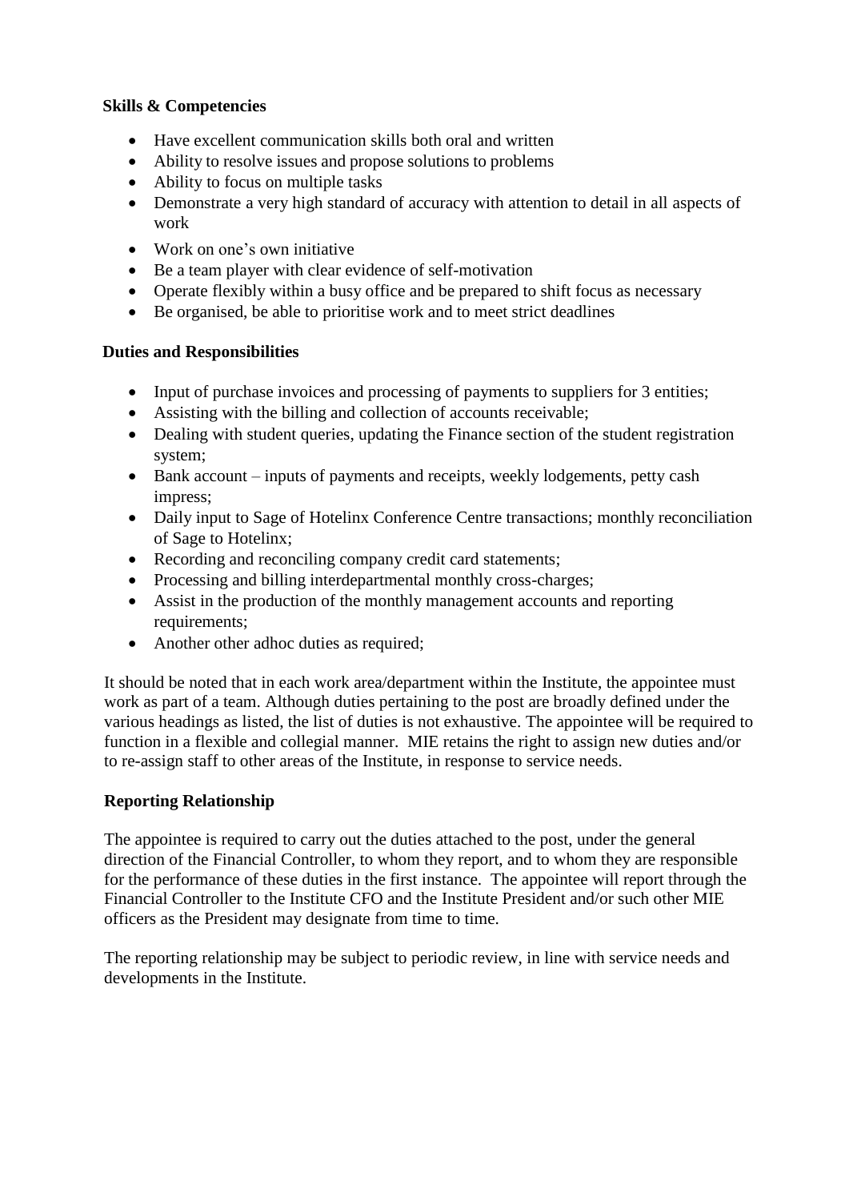**Skills & Competencies**

- Have excellent communication skills both oral and written
- Ability to resolve issues and propose solutions to problems
- Ability to focus on multiple tasks
- Demonstrate a very high standard of accuracy with attention to detail in all aspects of work
- Work on one's own initiative
- Be a team player with clear evidence of self-motivation
- Operate flexibly within a busy office and be prepared to shift focus as necessary
- Be organised, be able to prioritise work and to meet strict deadlines

**Duties and Responsibilities**

- Input of purchase invoices and processing of payments to suppliers for 3 entities;
- Assisting with the billing and collection of accounts receivable;
- Dealing with student queries, updating the Finance section of the student registration system;
- Bank account – inputs of payments and receipts, weekly lodgements, petty cash impress;
- Daily input to Sage of Hotelinx Conference Centre transactions; monthly reconciliation of Sage to Hotelinx;
- Recording and reconciling company credit card statements;
- Processing and billing interdepartmental monthly cross-charges;
- Assist in the production of the monthly management accounts and reporting requirements;
- Another other adhoc duties as required;

It should be noted that in each work area/department within the Institute, the appointee must work as part of a team. Although duties pertaining to the post are broadly defined under the various headings as listed, the list of duties is not exhaustive. The appointee will be required to function in a flexible and collegial manner. MIE retains the right to assign new duties and/or to re-assign staff to other areas of the Institute, in response to service needs.

**Reporting Relationship**

The appointee is required to carry out the duties attached to the post, under the general direction of the Financial Controller, to whom they report, and to whom they are responsible for the performance of these duties in the first instance. The appointee will report through the Financial Controller to the Institute CFO and the Institute President and/or such other MIE officers as the President may designate from time to time.

The reporting relationship may be subject to periodic review, in line with service needs and developments in the Institute.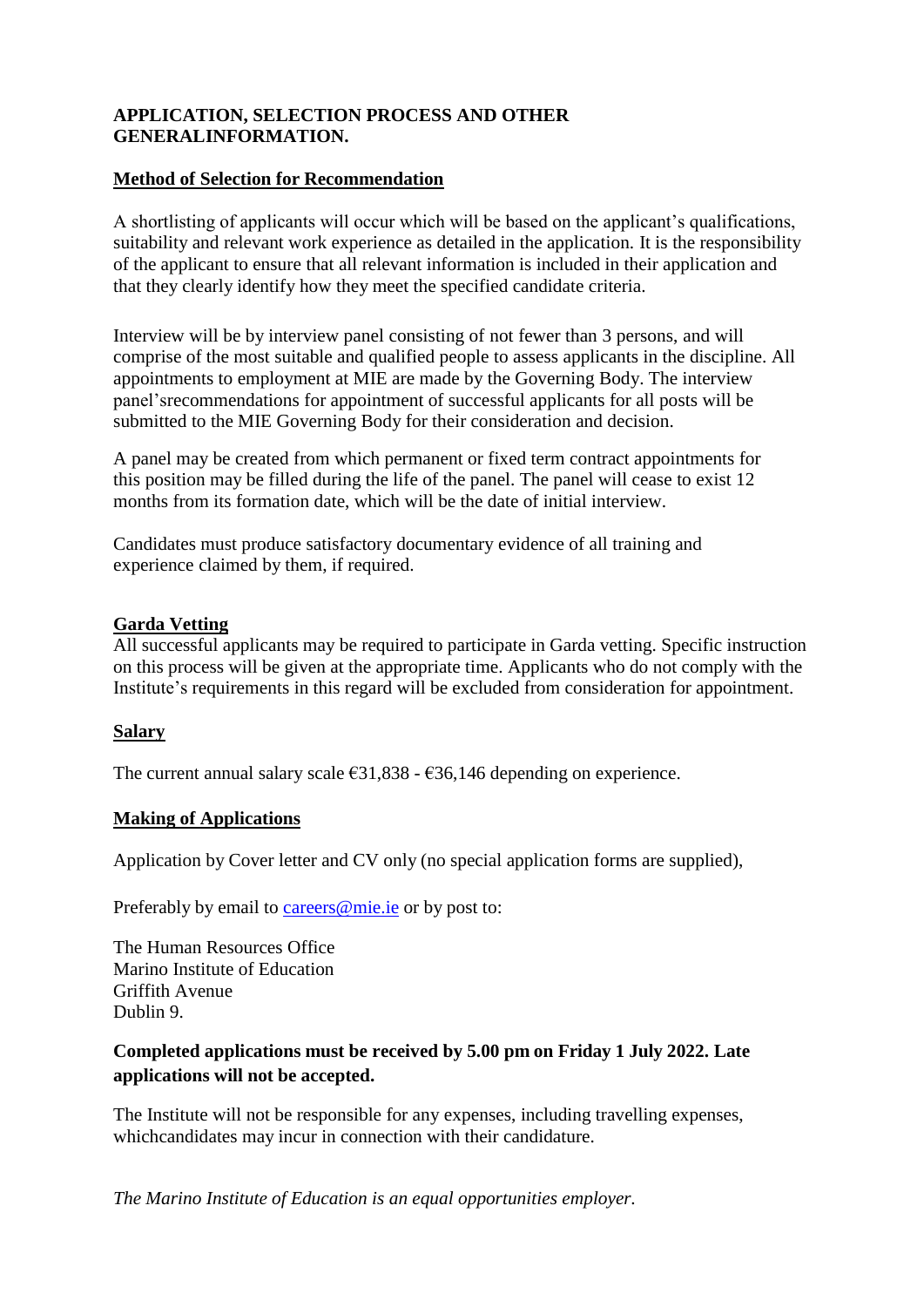**APPLICATION, SELECTION PROCESS AND OTHER GENERALINFORMATION.**

## Method of Selection for Recommendation

A shortlisting of applicants will occur which will be based on the applicant's qualifications, suitability and relevant work experience as detailed in the application. It is the responsibility of the applicant to ensure that all relevant information is included in their application and that they clearly identify how they meet the specified candidate criteria.

Interview will be by interview panel consisting of not fewer than 3 persons, and will comprise of the most suitable and qualified people to assess applicants in the discipline. All appointments to employment at MIE are made by the Governing Body. The interview panel'srecommendations for appointment of successful applicants for all posts will be submitted to the MIE Governing Body for their consideration and decision.

A panel may be created from which permanent or fixed term contract appointments for this position may be filled during the life of the panel. The panel will cease to exist 12 months from its formation date, which will be the date of initial interview.

Candidates must produce satisfactory documentary evidence of all training and experience claimed by them, if required.

## Garda Vetting

All successful applicants may be required to participate in Garda vetting. Specific instruction on this process will be given at the appropriate time. Applicants who do not comply with the Institute's requirements in this regard will be excluded from consideration for appointment.

## Salary

The current annual salary scale €31,838 - €36,146 depending on experience.

## Making of Applications

Application by Cover letter and CV only (no special application forms are supplied),

Preferably by email to careers@mie.ie or by post to:

The Human Resources Office
Marino Institute of Education
Griffith Avenue
Dublin 9.

**Completed applications must be received by 5.00 pm on Friday 1 July 2022. Late applications will not be accepted.**

The Institute will not be responsible for any expenses, including travelling expenses, whichcandidates may incur in connection with their candidature.

*The Marino Institute of Education is an equal opportunities employer.*